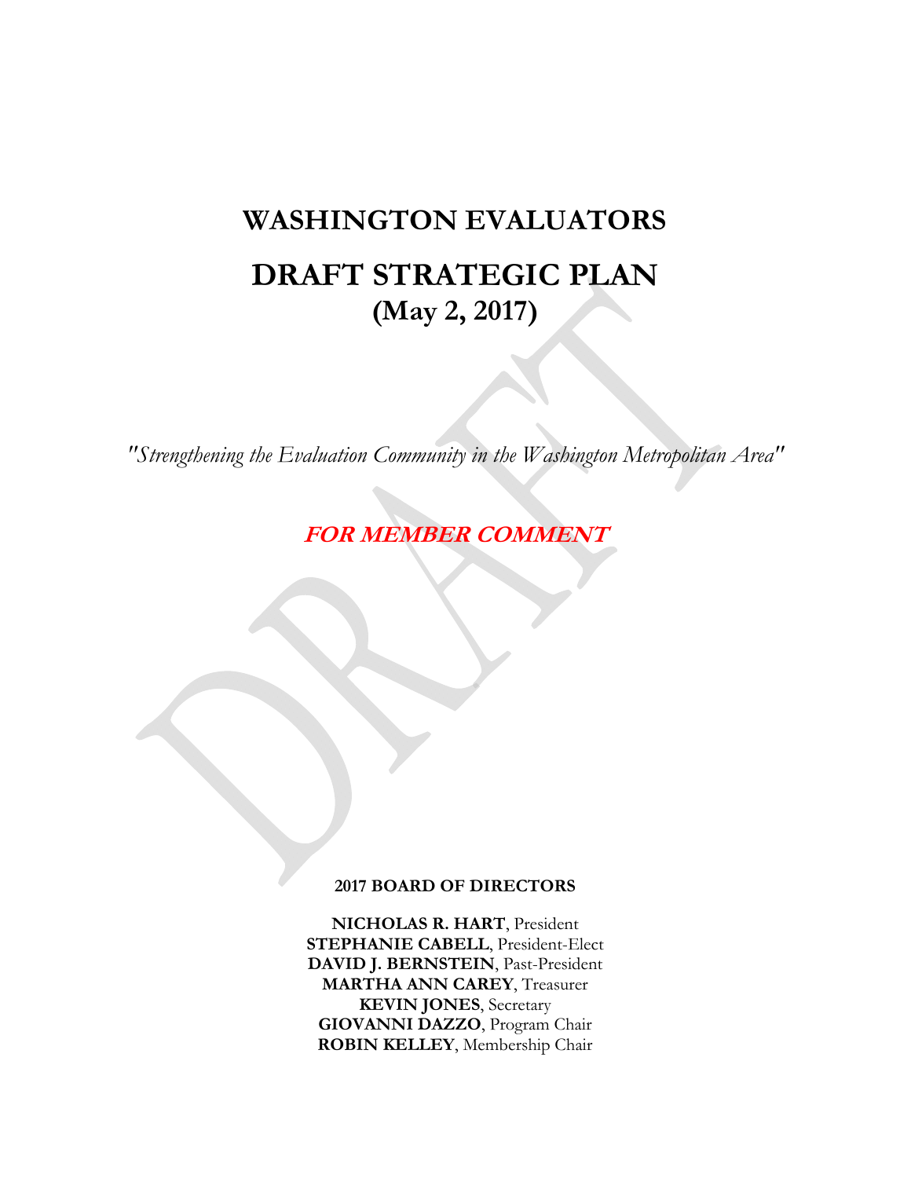# WASHINGTON EVALUATORS

# DRAFT STRATEGIC PLAN

## (May 2, 2017)

*"Strengthening the Evaluation Community in the Washington Metropolitan Area"*

***FOR MEMBER COMMENT***

**2017 BOARD OF DIRECTORS**

**NICHOLAS R. HART**, President
**STEPHANIE CABELL**, President-Elect
**DAVID J. BERNSTEIN**, Past-President
**MARTHA ANN CAREY**, Treasurer
**KEVIN JONES**, Secretary
**GIOVANNI DAZZO**, Program Chair
**ROBIN KELLEY**, Membership Chair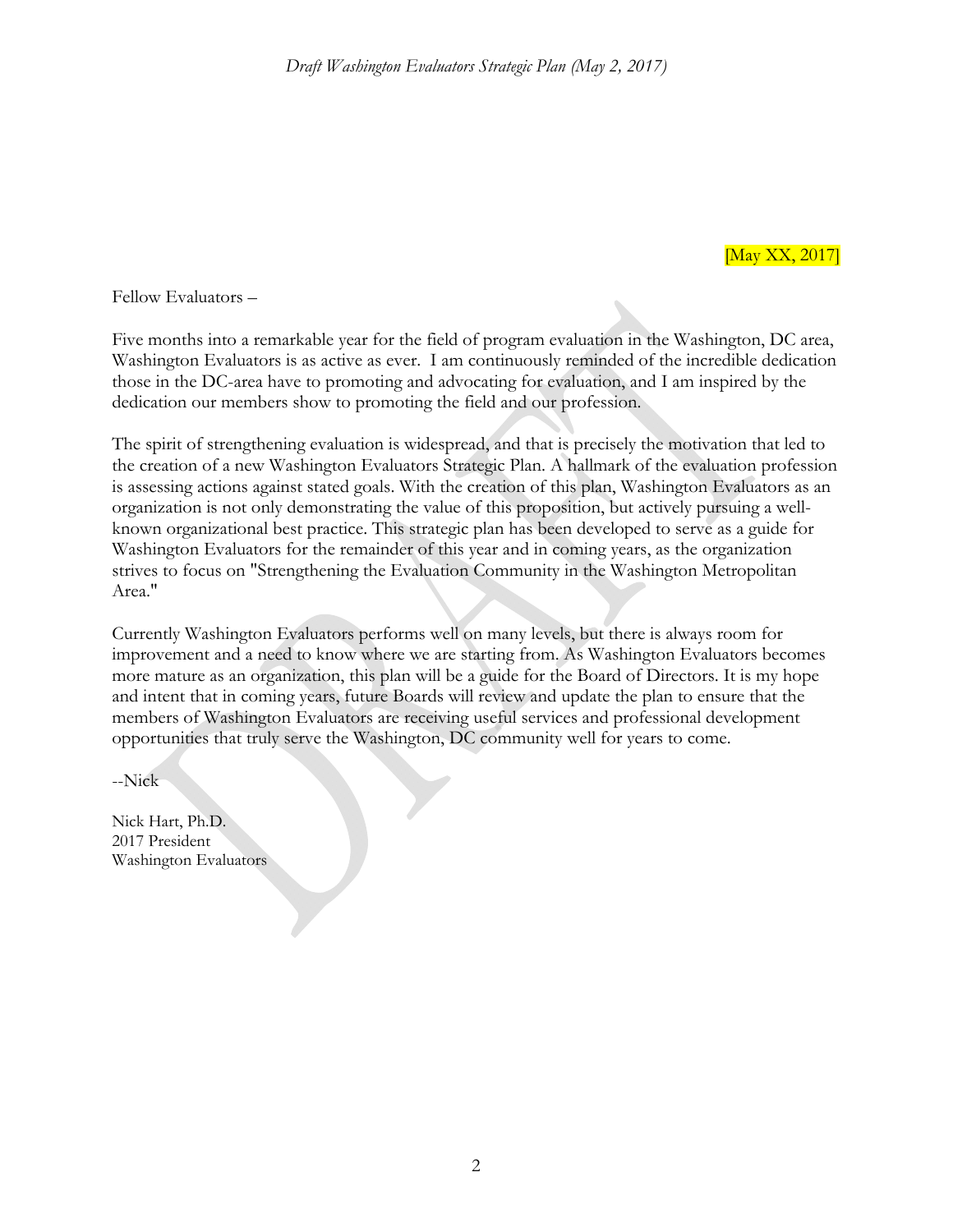[May XX, 2017]

Fellow Evaluators –

Five months into a remarkable year for the field of program evaluation in the Washington, DC area, Washington Evaluators is as active as ever. I am continuously reminded of the incredible dedication those in the DC-area have to promoting and advocating for evaluation, and I am inspired by the dedication our members show to promoting the field and our profession.

The spirit of strengthening evaluation is widespread, and that is precisely the motivation that led to the creation of a new Washington Evaluators Strategic Plan. A hallmark of the evaluation profession is assessing actions against stated goals. With the creation of this plan, Washington Evaluators as an organization is not only demonstrating the value of this proposition, but actively pursuing a well-known organizational best practice. This strategic plan has been developed to serve as a guide for Washington Evaluators for the remainder of this year and in coming years, as the organization strives to focus on "Strengthening the Evaluation Community in the Washington Metropolitan Area."

Currently Washington Evaluators performs well on many levels, but there is always room for improvement and a need to know where we are starting from. As Washington Evaluators becomes more mature as an organization, this plan will be a guide for the Board of Directors. It is my hope and intent that in coming years, future Boards will review and update the plan to ensure that the members of Washington Evaluators are receiving useful services and professional development opportunities that truly serve the Washington, DC community well for years to come.

--Nick

Nick Hart, Ph.D.
2017 President
Washington Evaluators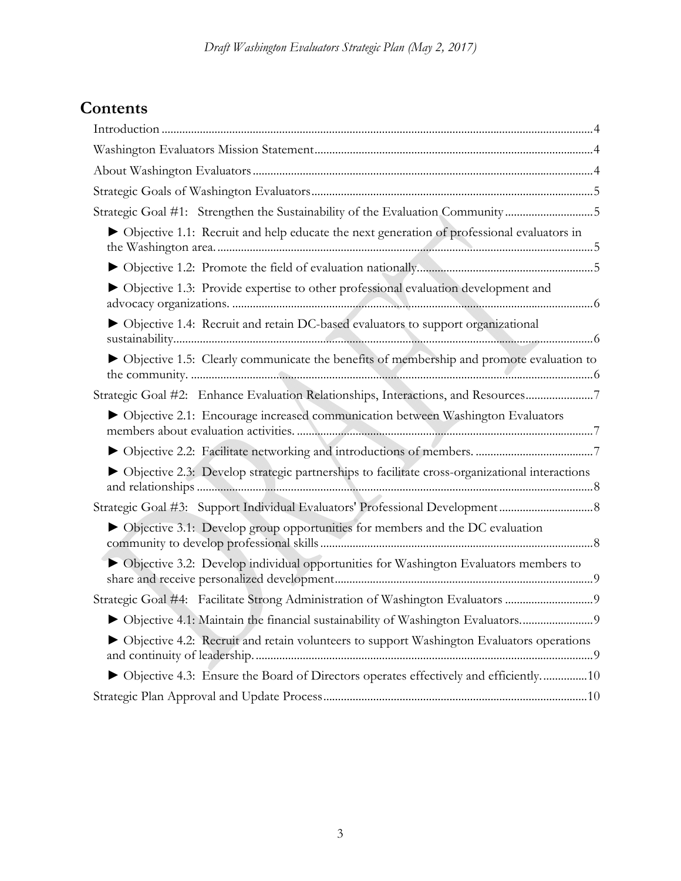# Contents

Introduction ....................................................................................................................................4

Washington Evaluators Mission Statement..............................................................................4

About Washington Evaluators ...................................................................................................4

Strategic Goals of Washington Evaluators................................................................................5

Strategic Goal #1: Strengthen the Sustainability of the Evaluation Community..............................5

► Objective 1.1: Recruit and help educate the next generation of professional evaluators in the Washington area. ...................................................................................................................5

► Objective 1.2: Promote the field of evaluation nationally.............................................................5

► Objective 1.3: Provide expertise to other professional evaluation development and advocacy organizations. ..............................................................................................................6

► Objective 1.4: Recruit and retain DC-based evaluators to support organizational sustainability....................................................................................................................................6

► Objective 1.5: Clearly communicate the benefits of membership and promote evaluation to the community. ..............................................................................................................................6

Strategic Goal #2: Enhance Evaluation Relationships, Interactions, and Resources.......................7

► Objective 2.1: Encourage increased communication between Washington Evaluators members about evaluation activities. ...........................................................................................7

► Objective 2.2: Facilitate networking and introductions of members. ........................................7

► Objective 2.3: Develop strategic partnerships to facilitate cross-organizational interactions and relationships .............................................................................................................................8

Strategic Goal #3: Support Individual Evaluators' Professional Development................................8

► Objective 3.1: Develop group opportunities for members and the DC evaluation community to develop professional skills .....................................................................................8

► Objective 3.2: Develop individual opportunities for Washington Evaluators members to share and receive personalized development...............................................................................9

Strategic Goal #4: Facilitate Strong Administration of Washington Evaluators ..............................9

► Objective 4.1: Maintain the financial sustainability of Washington Evaluators.........................9

► Objective 4.2: Recruit and retain volunteers to support Washington Evaluators operations and continuity of leadership. ..........................................................................................................9

► Objective 4.3: Ensure the Board of Directors operates effectively and efficiently. ...............10

Strategic Plan Approval and Update Process.............................................................................10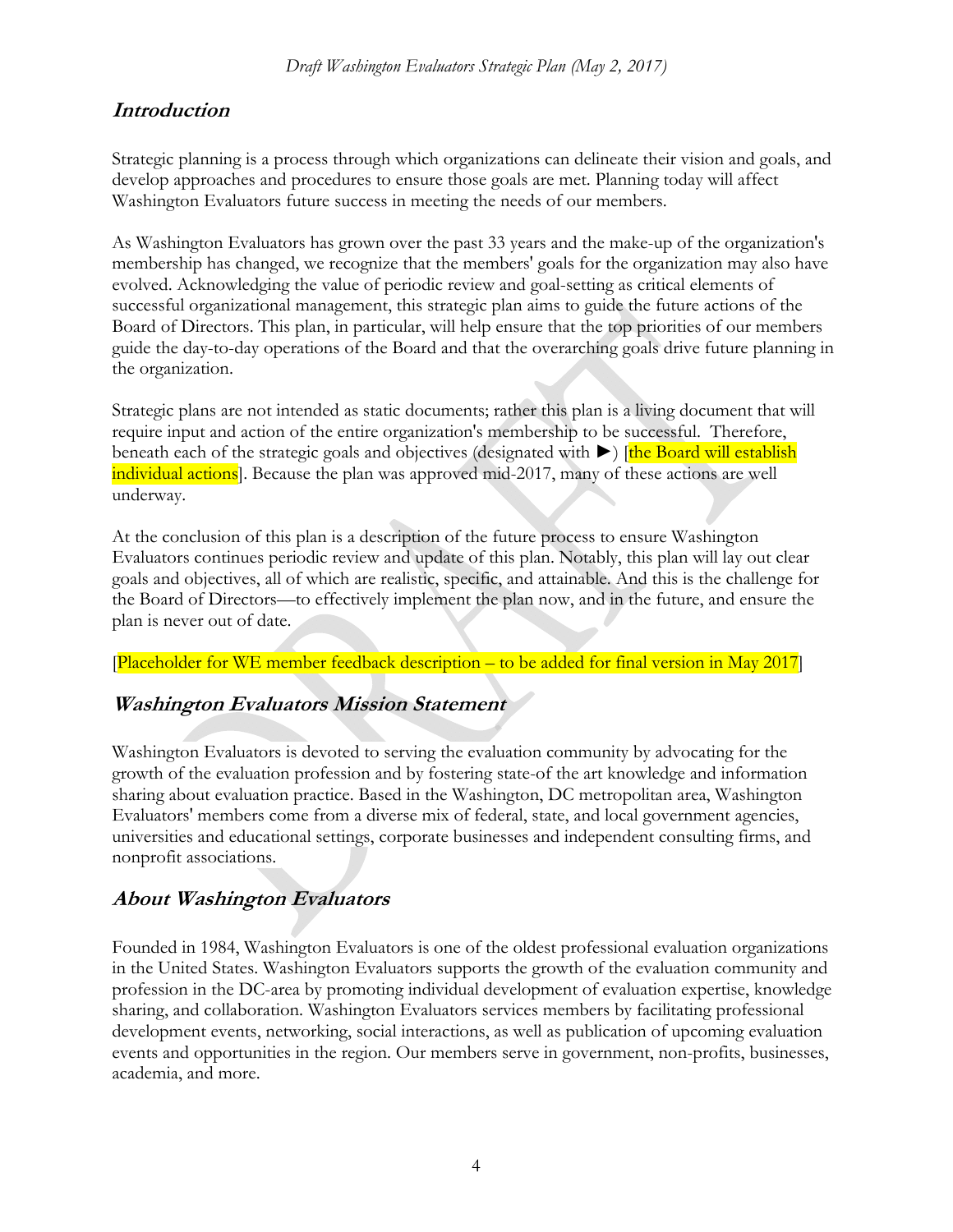## Introduction

Strategic planning is a process through which organizations can delineate their vision and goals, and develop approaches and procedures to ensure those goals are met. Planning today will affect Washington Evaluators future success in meeting the needs of our members.

As Washington Evaluators has grown over the past 33 years and the make-up of the organization's membership has changed, we recognize that the members' goals for the organization may also have evolved. Acknowledging the value of periodic review and goal-setting as critical elements of successful organizational management, this strategic plan aims to guide the future actions of the Board of Directors. This plan, in particular, will help ensure that the top priorities of our members guide the day-to-day operations of the Board and that the overarching goals drive future planning in the organization.

Strategic plans are not intended as static documents; rather this plan is a living document that will require input and action of the entire organization's membership to be successful. Therefore, beneath each of the strategic goals and objectives (designated with ►) [the Board will establish individual actions]. Because the plan was approved mid-2017, many of these actions are well underway.

At the conclusion of this plan is a description of the future process to ensure Washington Evaluators continues periodic review and update of this plan. Notably, this plan will lay out clear goals and objectives, all of which are realistic, specific, and attainable. And this is the challenge for the Board of Directors—to effectively implement the plan now, and in the future, and ensure the plan is never out of date.

[Placeholder for WE member feedback description – to be added for final version in May 2017]

## Washington Evaluators Mission Statement

Washington Evaluators is devoted to serving the evaluation community by advocating for the growth of the evaluation profession and by fostering state-of the art knowledge and information sharing about evaluation practice. Based in the Washington, DC metropolitan area, Washington Evaluators' members come from a diverse mix of federal, state, and local government agencies, universities and educational settings, corporate businesses and independent consulting firms, and nonprofit associations.

## About Washington Evaluators

Founded in 1984, Washington Evaluators is one of the oldest professional evaluation organizations in the United States. Washington Evaluators supports the growth of the evaluation community and profession in the DC-area by promoting individual development of evaluation expertise, knowledge sharing, and collaboration. Washington Evaluators services members by facilitating professional development events, networking, social interactions, as well as publication of upcoming evaluation events and opportunities in the region. Our members serve in government, non-profits, businesses, academia, and more.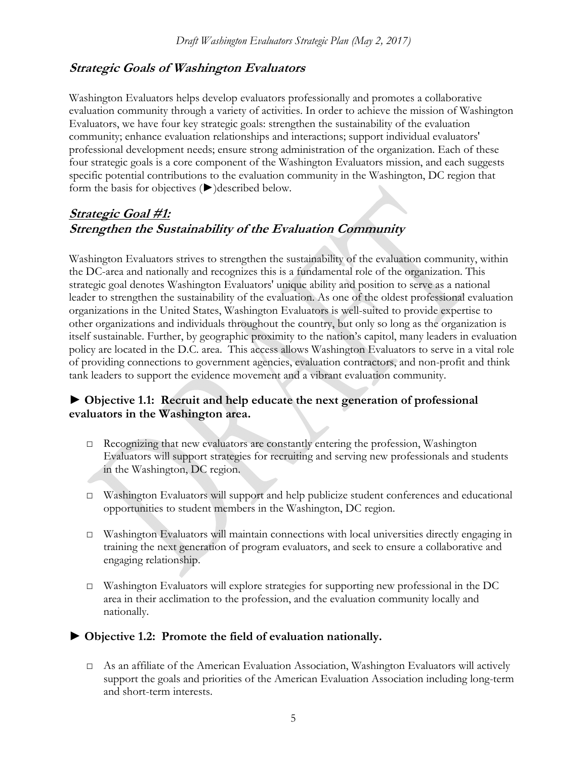## *Strategic Goals of Washington Evaluators*

Washington Evaluators helps develop evaluators professionally and promotes a collaborative evaluation community through a variety of activities. In order to achieve the mission of Washington Evaluators, we have four key strategic goals: strengthen the sustainability of the evaluation community; enhance evaluation relationships and interactions; support individual evaluators' professional development needs; ensure strong administration of the organization. Each of these four strategic goals is a core component of the Washington Evaluators mission, and each suggests specific potential contributions to the evaluation community in the Washington, DC region that form the basis for objectives (►)described below.

## *Strategic Goal #1:*
## *Strengthen the Sustainability of the Evaluation Community*

Washington Evaluators strives to strengthen the sustainability of the evaluation community, within the DC-area and nationally and recognizes this is a fundamental role of the organization. This strategic goal denotes Washington Evaluators' unique ability and position to serve as a national leader to strengthen the sustainability of the evaluation. As one of the oldest professional evaluation organizations in the United States, Washington Evaluators is well-suited to provide expertise to other organizations and individuals throughout the country, but only so long as the organization is itself sustainable. Further, by geographic proximity to the nation's capitol, many leaders in evaluation policy are located in the D.C. area. This access allows Washington Evaluators to serve in a vital role of providing connections to government agencies, evaluation contractors, and non-profit and think tank leaders to support the evidence movement and a vibrant evaluation community.

### ► Objective 1.1: Recruit and help educate the next generation of professional evaluators in the Washington area.

- Recognizing that new evaluators are constantly entering the profession, Washington Evaluators will support strategies for recruiting and serving new professionals and students in the Washington, DC region.
- Washington Evaluators will support and help publicize student conferences and educational opportunities to student members in the Washington, DC region.
- Washington Evaluators will maintain connections with local universities directly engaging in training the next generation of program evaluators, and seek to ensure a collaborative and engaging relationship.
- Washington Evaluators will explore strategies for supporting new professional in the DC area in their acclimation to the profession, and the evaluation community locally and nationally.

### ► Objective 1.2: Promote the field of evaluation nationally.

- As an affiliate of the American Evaluation Association, Washington Evaluators will actively support the goals and priorities of the American Evaluation Association including long-term and short-term interests.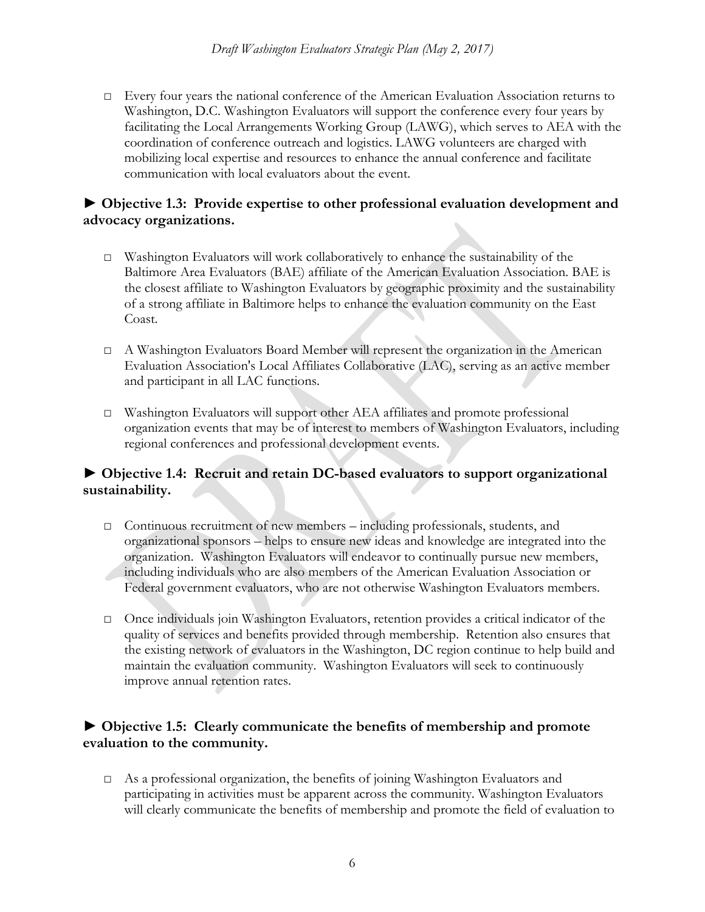- Every four years the national conference of the American Evaluation Association returns to Washington, D.C. Washington Evaluators will support the conference every four years by facilitating the Local Arrangements Working Group (LAWG), which serves to AEA with the coordination of conference outreach and logistics. LAWG volunteers are charged with mobilizing local expertise and resources to enhance the annual conference and facilitate communication with local evaluators about the event.

### ► Objective 1.3: Provide expertise to other professional evaluation development and advocacy organizations.

- Washington Evaluators will work collaboratively to enhance the sustainability of the Baltimore Area Evaluators (BAE) affiliate of the American Evaluation Association. BAE is the closest affiliate to Washington Evaluators by geographic proximity and the sustainability of a strong affiliate in Baltimore helps to enhance the evaluation community on the East Coast.

- A Washington Evaluators Board Member will represent the organization in the American Evaluation Association's Local Affiliates Collaborative (LAC), serving as an active member and participant in all LAC functions.

- Washington Evaluators will support other AEA affiliates and promote professional organization events that may be of interest to members of Washington Evaluators, including regional conferences and professional development events.

### ► Objective 1.4: Recruit and retain DC-based evaluators to support organizational sustainability.

- Continuous recruitment of new members – including professionals, students, and organizational sponsors – helps to ensure new ideas and knowledge are integrated into the organization. Washington Evaluators will endeavor to continually pursue new members, including individuals who are also members of the American Evaluation Association or Federal government evaluators, who are not otherwise Washington Evaluators members.

- Once individuals join Washington Evaluators, retention provides a critical indicator of the quality of services and benefits provided through membership. Retention also ensures that the existing network of evaluators in the Washington, DC region continue to help build and maintain the evaluation community. Washington Evaluators will seek to continuously improve annual retention rates.

### ► Objective 1.5: Clearly communicate the benefits of membership and promote evaluation to the community.

- As a professional organization, the benefits of joining Washington Evaluators and participating in activities must be apparent across the community. Washington Evaluators will clearly communicate the benefits of membership and promote the field of evaluation to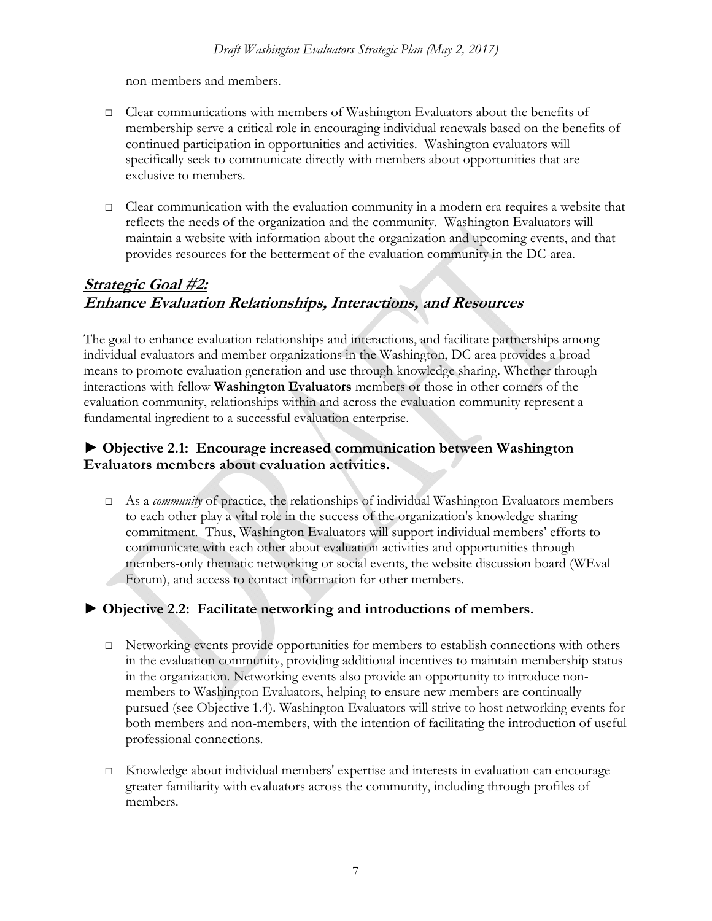non-members and members.

- Clear communications with members of Washington Evaluators about the benefits of membership serve a critical role in encouraging individual renewals based on the benefits of continued participation in opportunities and activities. Washington evaluators will specifically seek to communicate directly with members about opportunities that are exclusive to members.

- Clear communication with the evaluation community in a modern era requires a website that reflects the needs of the organization and the community. Washington Evaluators will maintain a website with information about the organization and upcoming events, and that provides resources for the betterment of the evaluation community in the DC-area.

## ***Strategic Goal #2:***
## ***Enhance Evaluation Relationships, Interactions, and Resources***

The goal to enhance evaluation relationships and interactions, and facilitate partnerships among individual evaluators and member organizations in the Washington, DC area provides a broad means to promote evaluation generation and use through knowledge sharing. Whether through interactions with fellow **Washington Evaluators** members or those in other corners of the evaluation community, relationships within and across the evaluation community represent a fundamental ingredient to a successful evaluation enterprise.

### ► Objective 2.1: Encourage increased communication between Washington Evaluators members about evaluation activities.

- As a *community* of practice, the relationships of individual Washington Evaluators members to each other play a vital role in the success of the organization's knowledge sharing commitment. Thus, Washington Evaluators will support individual members' efforts to communicate with each other about evaluation activities and opportunities through members-only thematic networking or social events, the website discussion board (WEval Forum), and access to contact information for other members.

### ► Objective 2.2: Facilitate networking and introductions of members.

- Networking events provide opportunities for members to establish connections with others in the evaluation community, providing additional incentives to maintain membership status in the organization. Networking events also provide an opportunity to introduce non-members to Washington Evaluators, helping to ensure new members are continually pursued (see Objective 1.4). Washington Evaluators will strive to host networking events for both members and non-members, with the intention of facilitating the introduction of useful professional connections.

- Knowledge about individual members' expertise and interests in evaluation can encourage greater familiarity with evaluators across the community, including through profiles of members.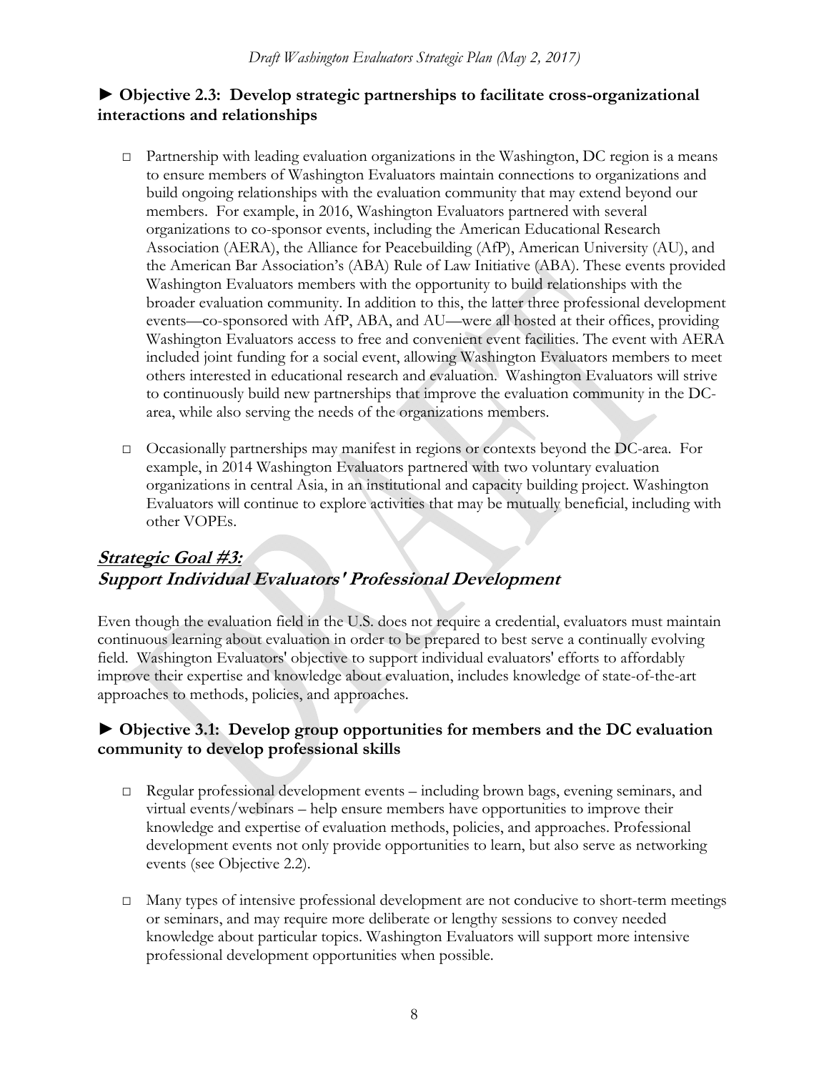### ► Objective 2.3: Develop strategic partnerships to facilitate cross-organizational interactions and relationships

- Partnership with leading evaluation organizations in the Washington, DC region is a means to ensure members of Washington Evaluators maintain connections to organizations and build ongoing relationships with the evaluation community that may extend beyond our members. For example, in 2016, Washington Evaluators partnered with several organizations to co-sponsor events, including the American Educational Research Association (AERA), the Alliance for Peacebuilding (AfP), American University (AU), and the American Bar Association's (ABA) Rule of Law Initiative (ABA). These events provided Washington Evaluators members with the opportunity to build relationships with the broader evaluation community. In addition to this, the latter three professional development events—co-sponsored with AfP, ABA, and AU—were all hosted at their offices, providing Washington Evaluators access to free and convenient event facilities. The event with AERA included joint funding for a social event, allowing Washington Evaluators members to meet others interested in educational research and evaluation. Washington Evaluators will strive to continuously build new partnerships that improve the evaluation community in the DC-area, while also serving the needs of the organizations members.

- Occasionally partnerships may manifest in regions or contexts beyond the DC-area. For example, in 2014 Washington Evaluators partnered with two voluntary evaluation organizations in central Asia, in an institutional and capacity building project. Washington Evaluators will continue to explore activities that may be mutually beneficial, including with other VOPEs.

## ***Strategic Goal #3: Support Individual Evaluators' Professional Development***

Even though the evaluation field in the U.S. does not require a credential, evaluators must maintain continuous learning about evaluation in order to be prepared to best serve a continually evolving field. Washington Evaluators' objective to support individual evaluators' efforts to affordably improve their expertise and knowledge about evaluation, includes knowledge of state-of-the-art approaches to methods, policies, and approaches.

### ► Objective 3.1: Develop group opportunities for members and the DC evaluation community to develop professional skills

- Regular professional development events – including brown bags, evening seminars, and virtual events/webinars – help ensure members have opportunities to improve their knowledge and expertise of evaluation methods, policies, and approaches. Professional development events not only provide opportunities to learn, but also serve as networking events (see Objective 2.2).

- Many types of intensive professional development are not conducive to short-term meetings or seminars, and may require more deliberate or lengthy sessions to convey needed knowledge about particular topics. Washington Evaluators will support more intensive professional development opportunities when possible.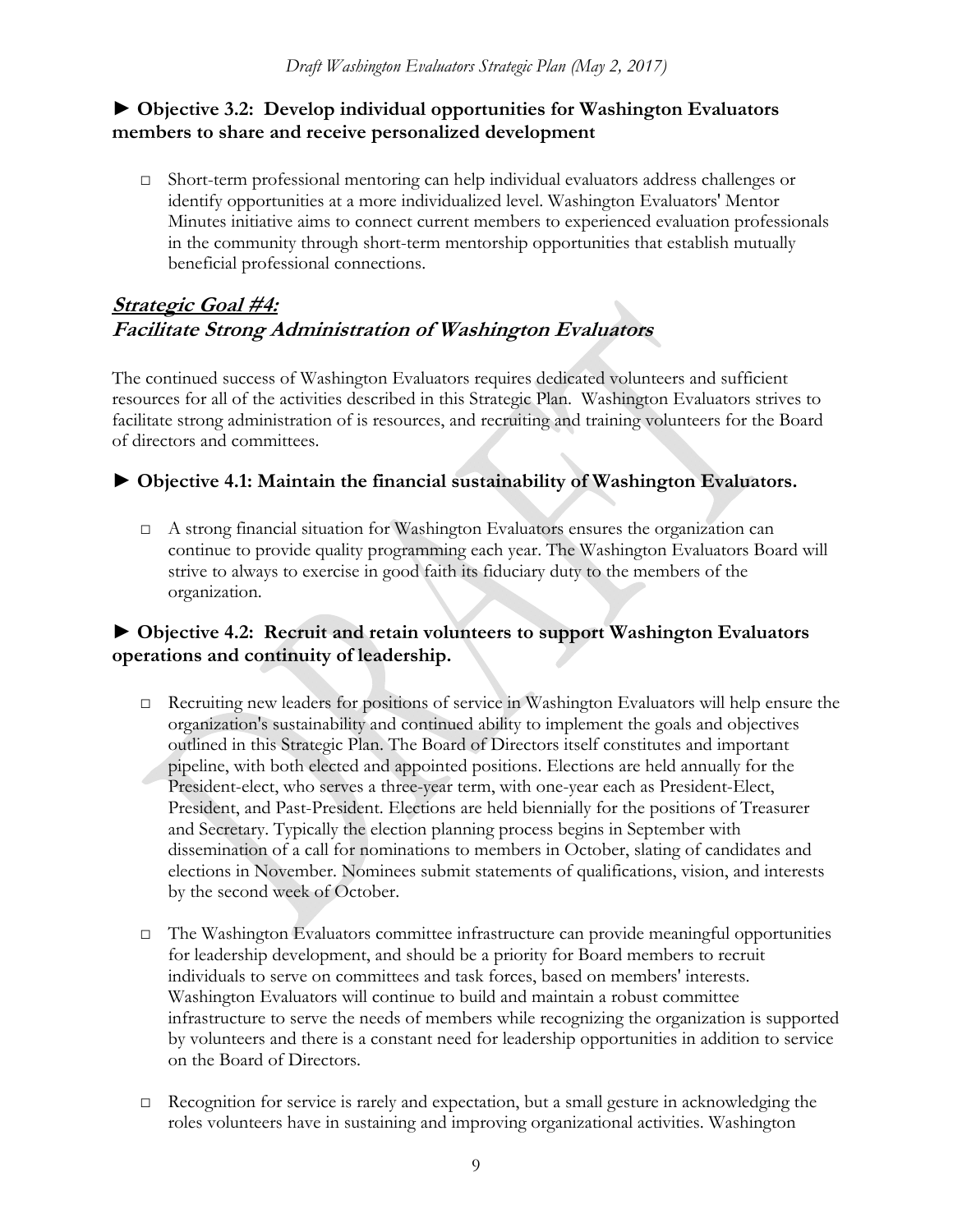### ► Objective 3.2: Develop individual opportunities for Washington Evaluators members to share and receive personalized development

- Short-term professional mentoring can help individual evaluators address challenges or identify opportunities at a more individualized level. Washington Evaluators' Mentor Minutes initiative aims to connect current members to experienced evaluation professionals in the community through short-term mentorship opportunities that establish mutually beneficial professional connections.

## ***Strategic Goal #4:*** ***Facilitate Strong Administration of Washington Evaluators***

The continued success of Washington Evaluators requires dedicated volunteers and sufficient resources for all of the activities described in this Strategic Plan. Washington Evaluators strives to facilitate strong administration of is resources, and recruiting and training volunteers for the Board of directors and committees.

### ► Objective 4.1: Maintain the financial sustainability of Washington Evaluators.

- A strong financial situation for Washington Evaluators ensures the organization can continue to provide quality programming each year. The Washington Evaluators Board will strive to always to exercise in good faith its fiduciary duty to the members of the organization.

### ► Objective 4.2: Recruit and retain volunteers to support Washington Evaluators operations and continuity of leadership.

- Recruiting new leaders for positions of service in Washington Evaluators will help ensure the organization's sustainability and continued ability to implement the goals and objectives outlined in this Strategic Plan. The Board of Directors itself constitutes and important pipeline, with both elected and appointed positions. Elections are held annually for the President-elect, who serves a three-year term, with one-year each as President-Elect, President, and Past-President. Elections are held biennially for the positions of Treasurer and Secretary. Typically the election planning process begins in September with dissemination of a call for nominations to members in October, slating of candidates and elections in November. Nominees submit statements of qualifications, vision, and interests by the second week of October.

- The Washington Evaluators committee infrastructure can provide meaningful opportunities for leadership development, and should be a priority for Board members to recruit individuals to serve on committees and task forces, based on members' interests. Washington Evaluators will continue to build and maintain a robust committee infrastructure to serve the needs of members while recognizing the organization is supported by volunteers and there is a constant need for leadership opportunities in addition to service on the Board of Directors.

- Recognition for service is rarely and expectation, but a small gesture in acknowledging the roles volunteers have in sustaining and improving organizational activities. Washington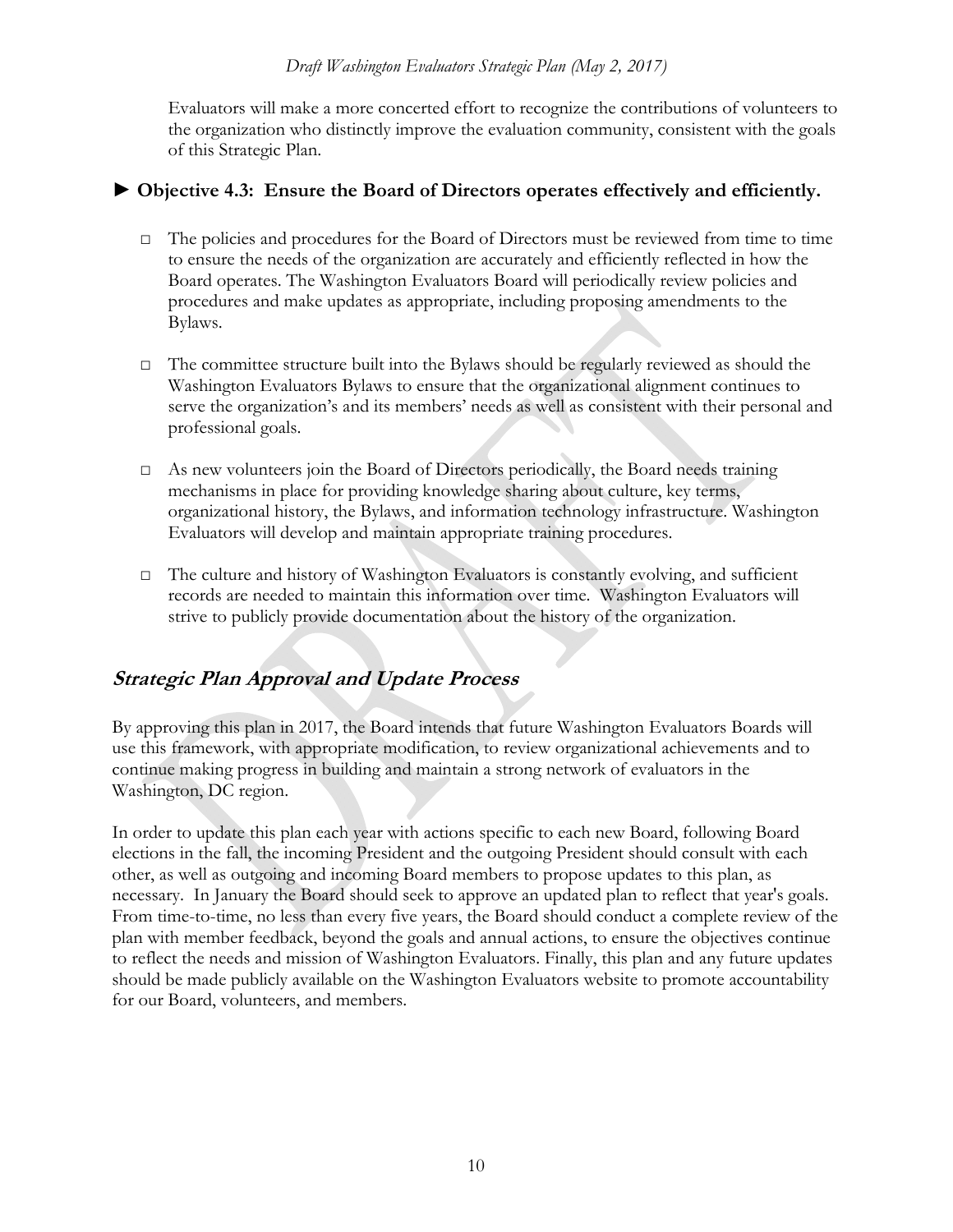Evaluators will make a more concerted effort to recognize the contributions of volunteers to the organization who distinctly improve the evaluation community, consistent with the goals of this Strategic Plan.

### ► Objective 4.3: Ensure the Board of Directors operates effectively and efficiently.

- The policies and procedures for the Board of Directors must be reviewed from time to time to ensure the needs of the organization are accurately and efficiently reflected in how the Board operates. The Washington Evaluators Board will periodically review policies and procedures and make updates as appropriate, including proposing amendments to the Bylaws.

- The committee structure built into the Bylaws should be regularly reviewed as should the Washington Evaluators Bylaws to ensure that the organizational alignment continues to serve the organization's and its members' needs as well as consistent with their personal and professional goals.

- As new volunteers join the Board of Directors periodically, the Board needs training mechanisms in place for providing knowledge sharing about culture, key terms, organizational history, the Bylaws, and information technology infrastructure. Washington Evaluators will develop and maintain appropriate training procedures.

- The culture and history of Washington Evaluators is constantly evolving, and sufficient records are needed to maintain this information over time. Washington Evaluators will strive to publicly provide documentation about the history of the organization.

## *Strategic Plan Approval and Update Process*

By approving this plan in 2017, the Board intends that future Washington Evaluators Boards will use this framework, with appropriate modification, to review organizational achievements and to continue making progress in building and maintain a strong network of evaluators in the Washington, DC region.

In order to update this plan each year with actions specific to each new Board, following Board elections in the fall, the incoming President and the outgoing President should consult with each other, as well as outgoing and incoming Board members to propose updates to this plan, as necessary. In January the Board should seek to approve an updated plan to reflect that year's goals. From time-to-time, no less than every five years, the Board should conduct a complete review of the plan with member feedback, beyond the goals and annual actions, to ensure the objectives continue to reflect the needs and mission of Washington Evaluators. Finally, this plan and any future updates should be made publicly available on the Washington Evaluators website to promote accountability for our Board, volunteers, and members.